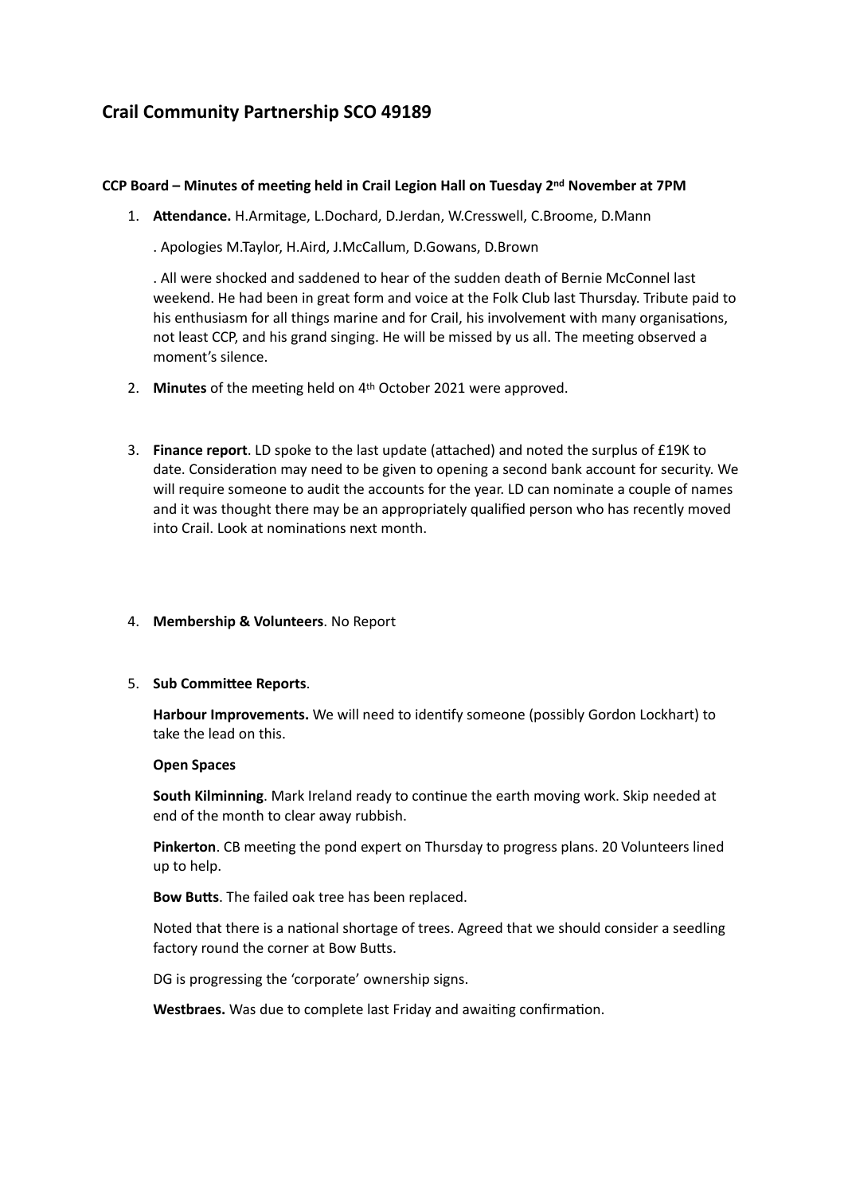# Crail Community Partnership SCO 49189

**CCP Board – Minutes of meeting held in Crail Legion Hall on Tuesday 2nd November at 7PM**

1. **Attendance.** H.Armitage, L.Dochard, D.Jerdan, W.Cresswell, C.Broome, D.Mann

   . Apologies M.Taylor, H.Aird, J.McCallum, D.Gowans, D.Brown

   . All were shocked and saddened to hear of the sudden death of Bernie McConnel last weekend. He had been in great form and voice at the Folk Club last Thursday. Tribute paid to his enthusiasm for all things marine and for Crail, his involvement with many organisations, not least CCP, and his grand singing. He will be missed by us all. The meeting observed a moment's silence.

2. **Minutes** of the meeting held on 4th October 2021 were approved.

3. **Finance report**. LD spoke to the last update (attached) and noted the surplus of £19K to date. Consideration may need to be given to opening a second bank account for security. We will require someone to audit the accounts for the year. LD can nominate a couple of names and it was thought there may be an appropriately qualified person who has recently moved into Crail. Look at nominations next month.

4. **Membership & Volunteers**. No Report

5. **Sub Committee Reports**.

   **Harbour Improvements.** We will need to identify someone (possibly Gordon Lockhart) to take the lead on this.

   **Open Spaces**

   **South Kilminning**. Mark Ireland ready to continue the earth moving work. Skip needed at end of the month to clear away rubbish.

   **Pinkerton**. CB meeting the pond expert on Thursday to progress plans. 20 Volunteers lined up to help.

   **Bow Butts**. The failed oak tree has been replaced.

   Noted that there is a national shortage of trees. Agreed that we should consider a seedling factory round the corner at Bow Butts.

   DG is progressing the 'corporate' ownership signs.

   **Westbraes.** Was due to complete last Friday and awaiting confirmation.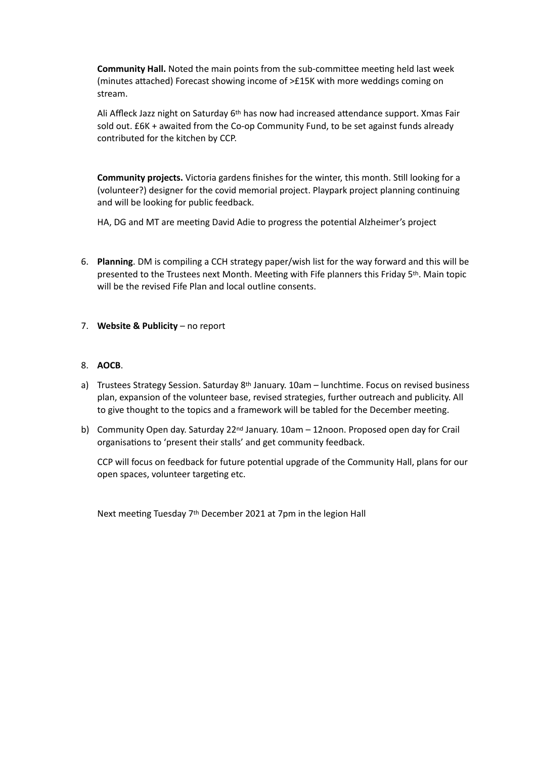**Community Hall.** Noted the main points from the sub-committee meeting held last week (minutes attached) Forecast showing income of >£15K with more weddings coming on stream.

Ali Affleck Jazz night on Saturday 6th has now had increased attendance support. Xmas Fair sold out. £6K + awaited from the Co-op Community Fund, to be set against funds already contributed for the kitchen by CCP.

**Community projects.** Victoria gardens finishes for the winter, this month. Still looking for a (volunteer?) designer for the covid memorial project. Playpark project planning continuing and will be looking for public feedback.

HA, DG and MT are meeting David Adie to progress the potential Alzheimer's project

6. **Planning**. DM is compiling a CCH strategy paper/wish list for the way forward and this will be presented to the Trustees next Month. Meeting with Fife planners this Friday 5th. Main topic will be the revised Fife Plan and local outline consents.

7. **Website & Publicity** – no report

8. **AOCB**.

a) Trustees Strategy Session. Saturday 8th January. 10am – lunchtime. Focus on revised business plan, expansion of the volunteer base, revised strategies, further outreach and publicity. All to give thought to the topics and a framework will be tabled for the December meeting.

b) Community Open day. Saturday 22nd January. 10am – 12noon. Proposed open day for Crail organisations to 'present their stalls' and get community feedback.

   CCP will focus on feedback for future potential upgrade of the Community Hall, plans for our open spaces, volunteer targeting etc.

Next meeting Tuesday 7th December 2021 at 7pm in the legion Hall